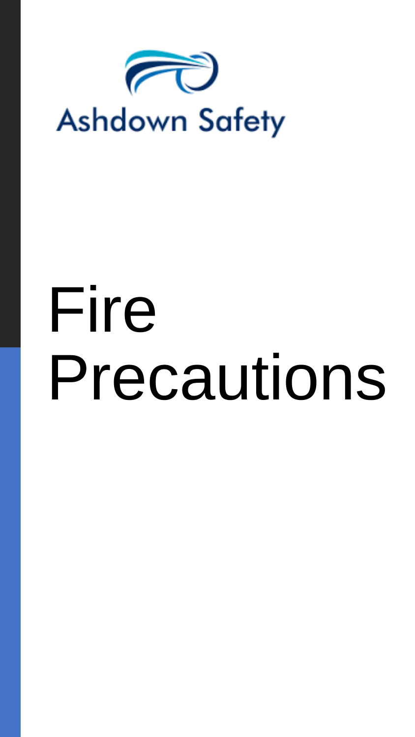Ashdown Safety

# Fire Precautions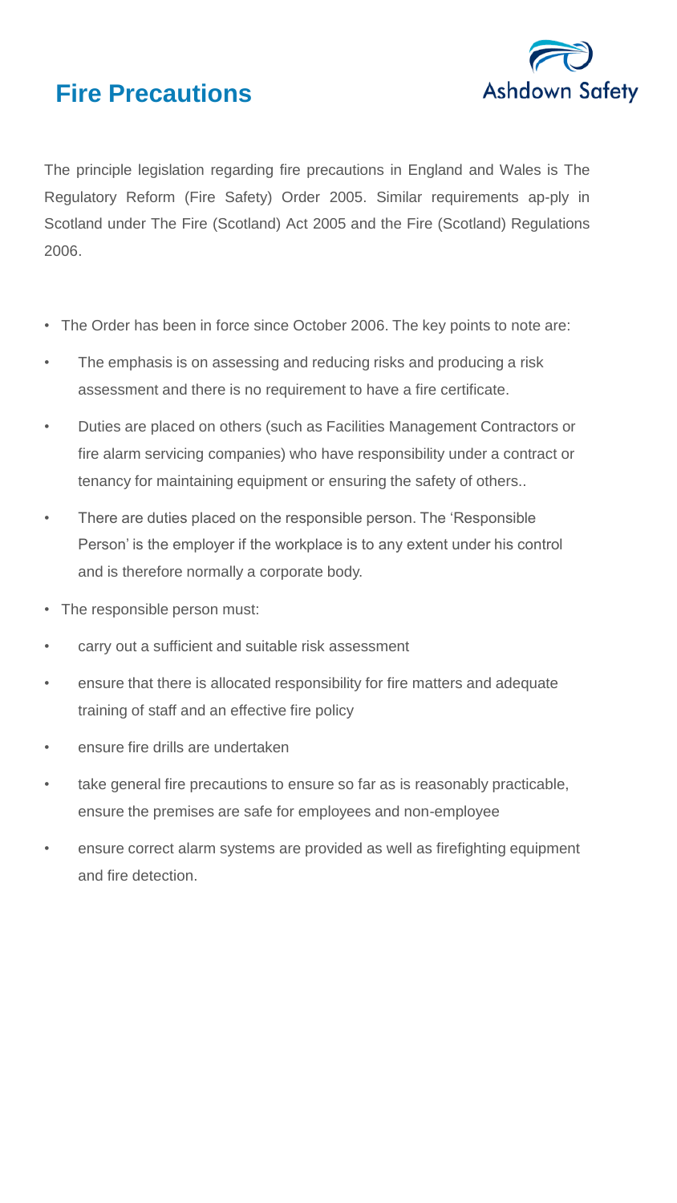## Fire Precautions

The principle legislation regarding fire precautions in England and Wales is The Regulatory Reform (Fire Safety) Order 2005. Similar requirements ap-ply in Scotland under The Fire (Scotland) Act 2005 and the Fire (Scotland) Regulations 2006.

- The Order has been in force since October 2006. The key points to note are:
  - The emphasis is on assessing and reducing risks and producing a risk assessment and there is no requirement to have a fire certificate.
  - Duties are placed on others (such as Facilities Management Contractors or fire alarm servicing companies) who have responsibility under a contract or tenancy for maintaining equipment or ensuring the safety of others..
  - There are duties placed on the responsible person. The 'Responsible Person' is the employer if the workplace is to any extent under his control and is therefore normally a corporate body.
- The responsible person must:
  - carry out a sufficient and suitable risk assessment
  - ensure that there is allocated responsibility for fire matters and adequate training of staff and an effective fire policy
  - ensure fire drills are undertaken
  - take general fire precautions to ensure so far as is reasonably practicable, ensure the premises are safe for employees and non-employee
  - ensure correct alarm systems are provided as well as firefighting equipment and fire detection.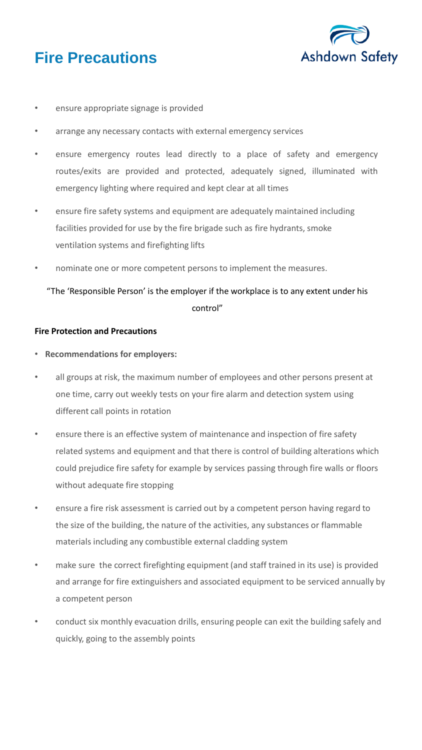# Fire Precautions

- ensure appropriate signage is provided
- arrange any necessary contacts with external emergency services
- ensure emergency routes lead directly to a place of safety and emergency routes/exits are provided and protected, adequately signed, illuminated with emergency lighting where required and kept clear at all times
- ensure fire safety systems and equipment are adequately maintained including facilities provided for use by the fire brigade such as fire hydrants, smoke ventilation systems and firefighting lifts
- nominate one or more competent persons to implement the measures.

"The 'Responsible Person' is the employer if the workplace is to any extent under his control"

**Fire Protection and Precautions**

- **Recommendations for employers:**
- all groups at risk, the maximum number of employees and other persons present at one time, carry out weekly tests on your fire alarm and detection system using different call points in rotation
- ensure there is an effective system of maintenance and inspection of fire safety related systems and equipment and that there is control of building alterations which could prejudice fire safety for example by services passing through fire walls or floors without adequate fire stopping
- ensure a fire risk assessment is carried out by a competent person having regard to the size of the building, the nature of the activities, any substances or flammable materials including any combustible external cladding system
- make sure the correct firefighting equipment (and staff trained in its use) is provided and arrange for fire extinguishers and associated equipment to be serviced annually by a competent person
- conduct six monthly evacuation drills, ensuring people can exit the building safely and quickly, going to the assembly points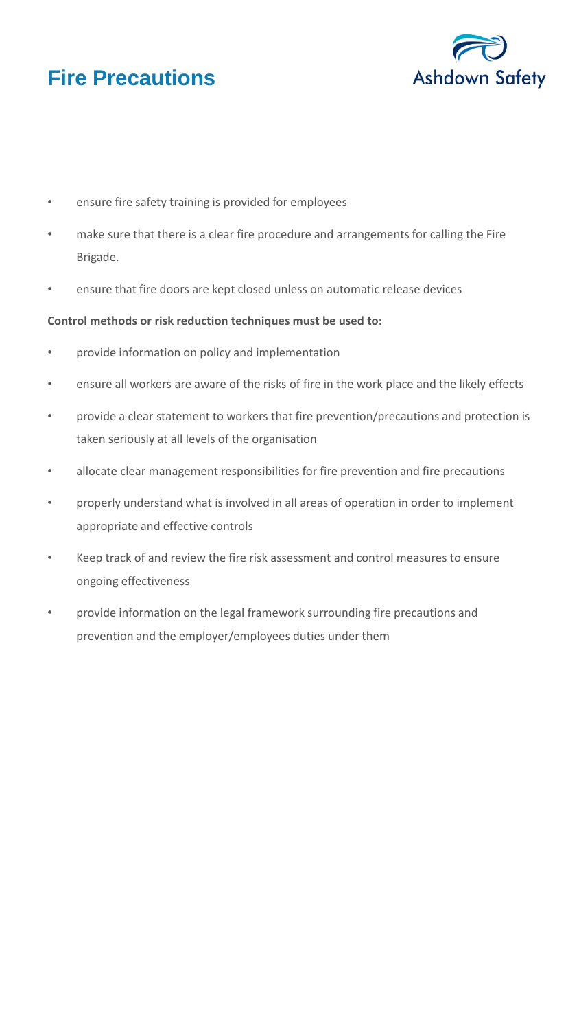# Fire Precautions

- ensure fire safety training is provided for employees
- make sure that there is a clear fire procedure and arrangements for calling the Fire Brigade.
- ensure that fire doors are kept closed unless on automatic release devices

**Control methods or risk reduction techniques must be used to:**

- provide information on policy and implementation
- ensure all workers are aware of the risks of fire in the work place and the likely effects
- provide a clear statement to workers that fire prevention/precautions and protection is taken seriously at all levels of the organisation
- allocate clear management responsibilities for fire prevention and fire precautions
- properly understand what is involved in all areas of operation in order to implement appropriate and effective controls
- Keep track of and review the fire risk assessment and control measures to ensure ongoing effectiveness
- provide information on the legal framework surrounding fire precautions and prevention and the employer/employees duties under them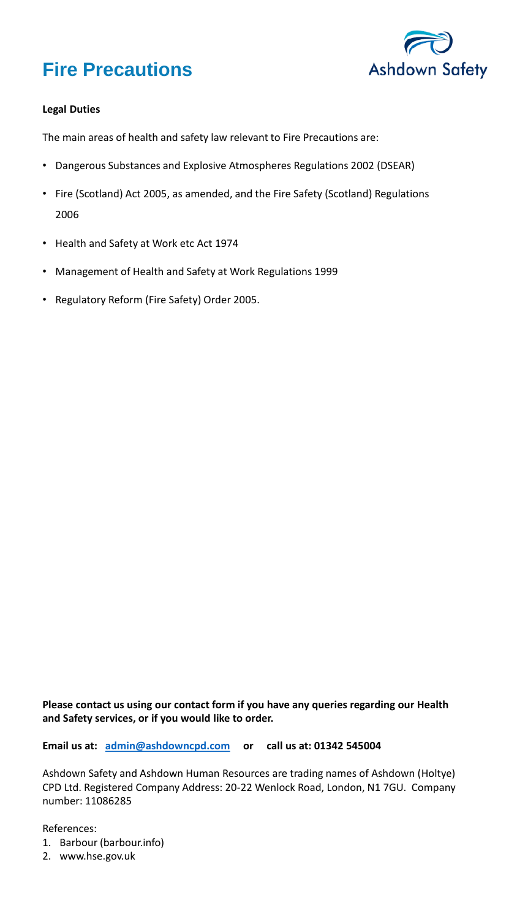# Fire Precautions

**Legal Duties**

The main areas of health and safety law relevant to Fire Precautions are:

- Dangerous Substances and Explosive Atmospheres Regulations 2002 (DSEAR)
- Fire (Scotland) Act 2005, as amended, and the Fire Safety (Scotland) Regulations 2006
- Health and Safety at Work etc Act 1974
- Management of Health and Safety at Work Regulations 1999
- Regulatory Reform (Fire Safety) Order 2005.

**Please contact us using our contact form if you have any queries regarding our Health and Safety services, or if you would like to order.**

**Email us at: admin@ashdowncpd.com or call us at: 01342 545004**

Ashdown Safety and Ashdown Human Resources are trading names of Ashdown (Holtye) CPD Ltd. Registered Company Address: 20-22 Wenlock Road, London, N1 7GU. Company number: 11086285

References:

1. Barbour (barbour.info)
2. www.hse.gov.uk